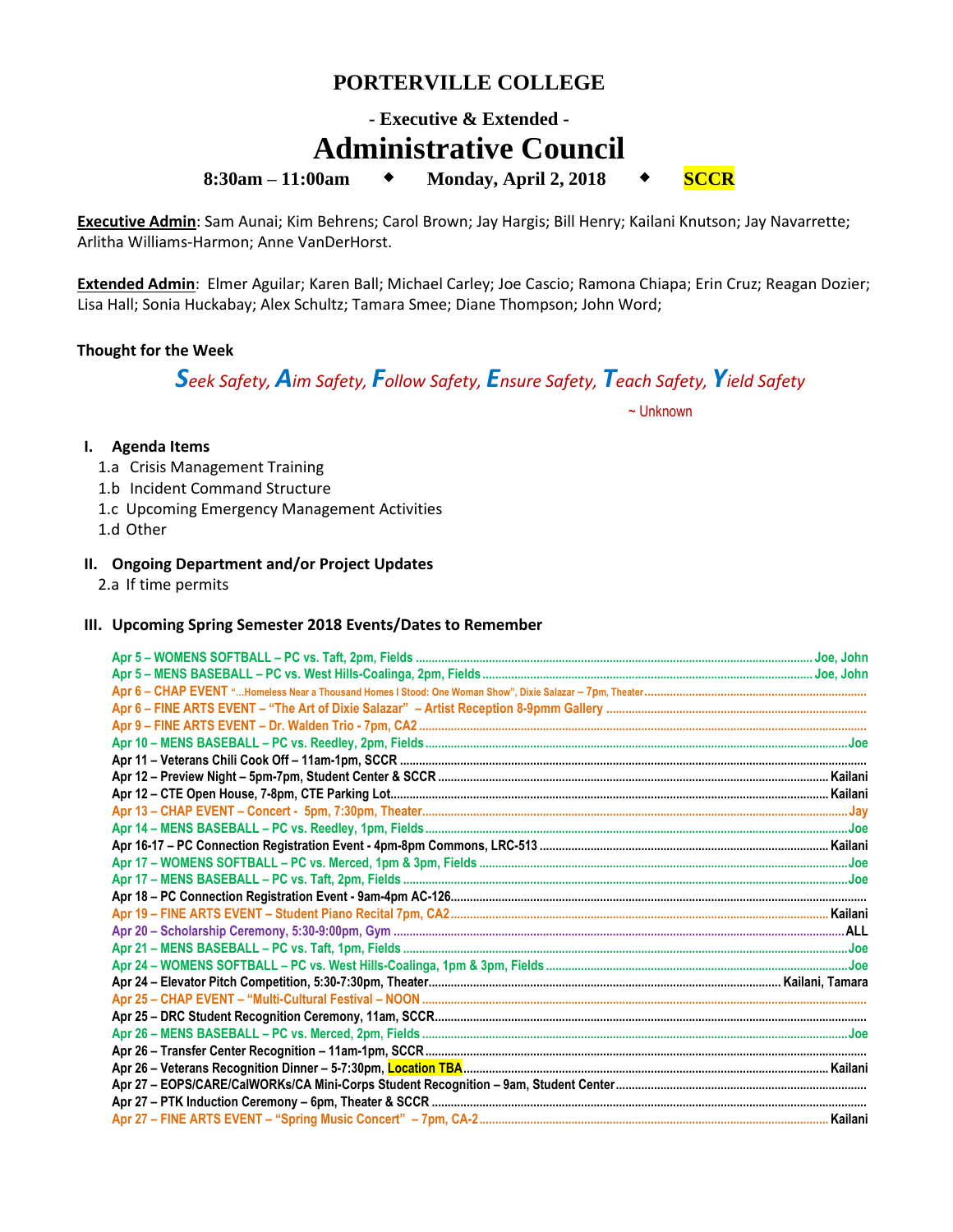# PORTERVILLE COLLEGE

## - Executive & Extended -

# Administrative Council

**8:30am – 11:00am ◆ Monday, April 2, 2018 ◆ SCCR**

**Executive Admin**: Sam Aunai; Kim Behrens; Carol Brown; Jay Hargis; Bill Henry; Kailani Knutson; Jay Navarrette; Arlitha Williams-Harmon; Anne VanDerHorst.

**Extended Admin**: Elmer Aguilar; Karen Ball; Michael Carley; Joe Cascio; Ramona Chiapa; Erin Cruz; Reagan Dozier; Lisa Hall; Sonia Huckabay; Alex Schultz; Tamara Smee; Diane Thompson; John Word;

**Thought for the Week**

*Seek Safety, Aim Safety, Follow Safety, Ensure Safety, Teach Safety, Yield Safety*

~ Unknown

## I. Agenda Items

1.a Crisis Management Training
1.b Incident Command Structure
1.c Upcoming Emergency Management Activities
1.d Other

## II. Ongoing Department and/or Project Updates

2.a If time permits

## III. Upcoming Spring Semester 2018 Events/Dates to Remember

- Apr 5 – WOMENS SOFTBALL – PC vs. Taft, 2pm, Fields ........ Joe, John
- Apr 5 – MENS BASEBALL – PC vs. West Hills-Coalinga, 2pm, Fields ........ Joe, John
- Apr 6 – CHAP EVENT "...Homeless Near a Thousand Homes I Stood: One Woman Show", Dixie Salazar – 7pm, Theater ........
- Apr 6 – FINE ARTS EVENT – "The Art of Dixie Salazar" – Artist Reception 8-9pmm Gallery ........
- Apr 9 – FINE ARTS EVENT – Dr. Walden Trio - 7pm, CA2 ........
- Apr 10 – MENS BASEBALL – PC vs. Reedley, 2pm, Fields ........ Joe
- Apr 11 – Veterans Chili Cook Off – 11am-1pm, SCCR ........
- Apr 12 – Preview Night – 5pm-7pm, Student Center & SCCR ........ Kailani
- Apr 12 – CTE Open House, 7-8pm, CTE Parking Lot ........ Kailani
- Apr 13 – CHAP EVENT – Concert - 5pm, 7:30pm, Theater ........ Jay
- Apr 14 – MENS BASEBALL – PC vs. Reedley, 1pm, Fields ........ Joe
- Apr 16-17 – PC Connection Registration Event - 4pm-8pm Commons, LRC-513 ........ Kailani
- Apr 17 – WOMENS SOFTBALL – PC vs. Merced, 1pm & 3pm, Fields ........ Joe
- Apr 17 – MENS BASEBALL – PC vs. Taft, 2pm, Fields ........ Joe
- Apr 18 – PC Connection Registration Event - 9am-4pm AC-126 ........
- Apr 19 – FINE ARTS EVENT – Student Piano Recital 7pm, CA2 ........ Kailani
- Apr 20 – Scholarship Ceremony, 5:30-9:00pm, Gym ........ ALL
- Apr 21 – MENS BASEBALL – PC vs. Taft, 1pm, Fields ........ Joe
- Apr 24 – WOMENS SOFTBALL – PC vs. West Hills-Coalinga, 1pm & 3pm, Fields ........ Joe
- Apr 24 – Elevator Pitch Competition, 5:30-7:30pm, Theater ........ Kailani, Tamara
- Apr 25 – CHAP EVENT – "Multi-Cultural Festival – NOON ........
- Apr 25 – DRC Student Recognition Ceremony, 11am, SCCR ........
- Apr 26 – MENS BASEBALL – PC vs. Merced, 2pm, Fields ........ Joe
- Apr 26 – Transfer Center Recognition – 11am-1pm, SCCR ........
- Apr 26 – Veterans Recognition Dinner – 5-7:30pm, Location TBA ........ Kailani
- Apr 27 – EOPS/CARE/CalWORKs/CA Mini-Corps Student Recognition – 9am, Student Center ........
- Apr 27 – PTK Induction Ceremony – 6pm, Theater & SCCR ........
- Apr 27 – FINE ARTS EVENT – "Spring Music Concert" – 7pm, CA-2 ........ Kailani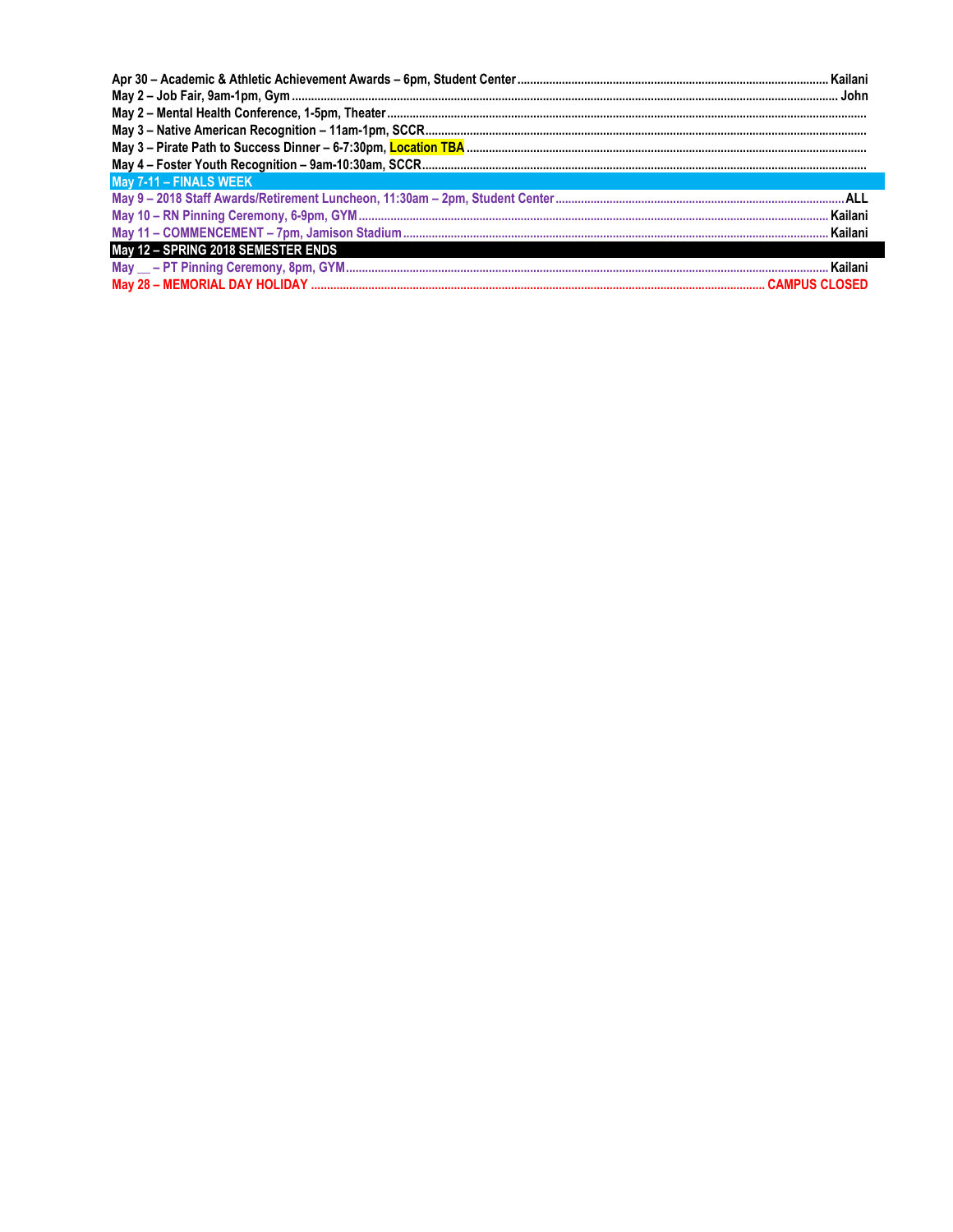**Apr 30 – Academic & Athletic Achievement Awards – 6pm, Student Center ........ Kailani**
**May 2 – Job Fair, 9am-1pm, Gym ........ John**
**May 2 – Mental Health Conference, 1-5pm, Theater ........**
**May 3 – Native American Recognition – 11am-1pm, SCCR ........**
**May 3 – Pirate Path to Success Dinner – 6-7:30pm, Location TBA ........**
**May 4 – Foster Youth Recognition – 9am-10:30am, SCCR ........**
**May 7-11 – FINALS WEEK**
**May 9 – 2018 Staff Awards/Retirement Luncheon, 11:30am – 2pm, Student Center ........ ALL**
**May 10 – RN Pinning Ceremony, 6-9pm, GYM ........ Kailani**
**May 11 – COMMENCEMENT – 7pm, Jamison Stadium ........ Kailani**
**May 12 – SPRING 2018 SEMESTER ENDS**
**May __ – PT Pinning Ceremony, 8pm, GYM ........ Kailani**
**May 28 – MEMORIAL DAY HOLIDAY ........ CAMPUS CLOSED**